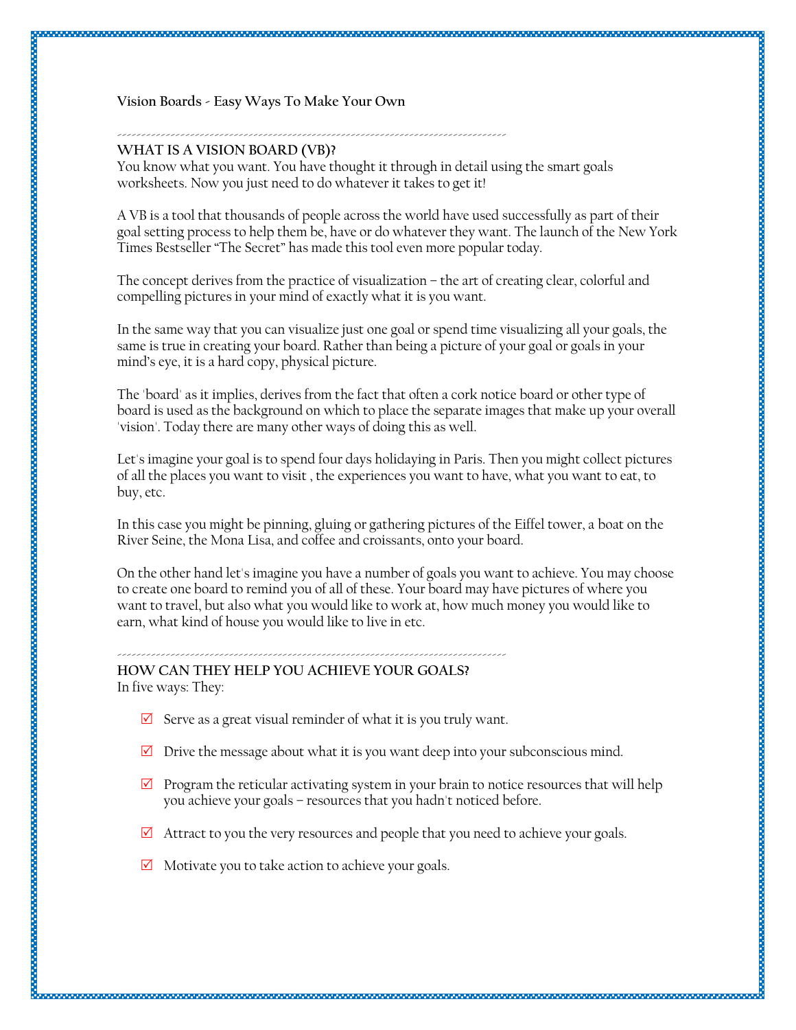**Vision Boards - Easy Ways To Make Your Own**

## WHAT IS A VISION BOARD (VB)?

You know what you want. You have thought it through in detail using the smart goals worksheets. Now you just need to do whatever it takes to get it!

A VB is a tool that thousands of people across the world have used successfully as part of their goal setting process to help them be, have or do whatever they want. The launch of the New York Times Bestseller "The Secret" has made this tool even more popular today.

The concept derives from the practice of visualization – the art of creating clear, colorful and compelling pictures in your mind of exactly what it is you want.

In the same way that you can visualize just one goal or spend time visualizing all your goals, the same is true in creating your board. Rather than being a picture of your goal or goals in your mind's eye, it is a hard copy, physical picture.

The 'board' as it implies, derives from the fact that often a cork notice board or other type of board is used as the background on which to place the separate images that make up your overall 'vision'. Today there are many other ways of doing this as well.

Let's imagine your goal is to spend four days holidaying in Paris. Then you might collect pictures of all the places you want to visit , the experiences you want to have, what you want to eat, to buy, etc.

In this case you might be pinning, gluing or gathering pictures of the Eiffel tower, a boat on the River Seine, the Mona Lisa, and coffee and croissants, onto your board.

On the other hand let's imagine you have a number of goals you want to achieve. You may choose to create one board to remind you of all of these. Your board may have pictures of where you want to travel, but also what you would like to work at, how much money you would like to earn, what kind of house you would like to live in etc.

## HOW CAN THEY HELP YOU ACHIEVE YOUR GOALS?

In five ways: They:

- ☑ Serve as a great visual reminder of what it is you truly want.
- ☑ Drive the message about what it is you want deep into your subconscious mind.
- ☑ Program the reticular activating system in your brain to notice resources that will help you achieve your goals – resources that you hadn't noticed before.
- ☑ Attract to you the very resources and people that you need to achieve your goals.
- ☑ Motivate you to take action to achieve your goals.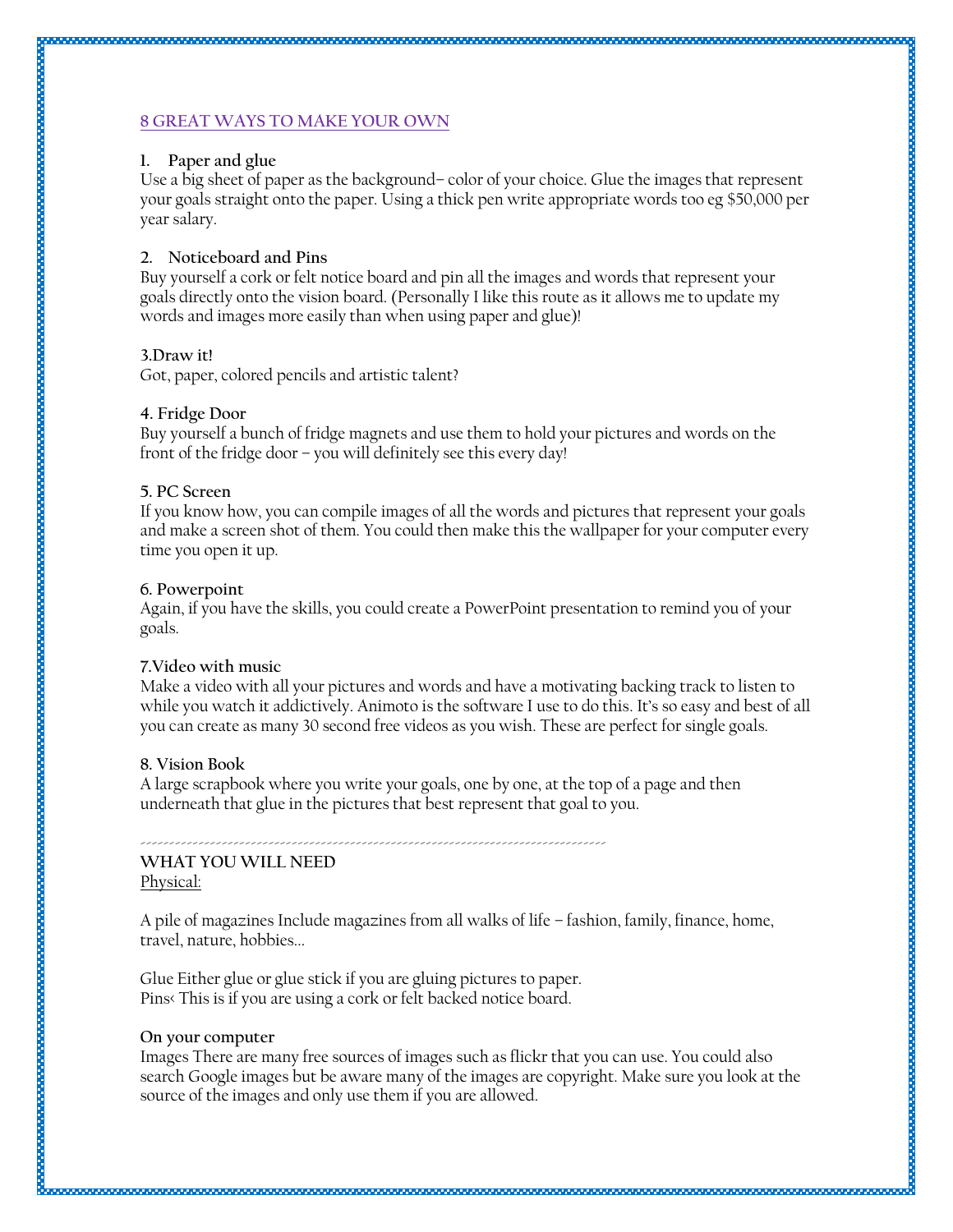## 8 GREAT WAYS TO MAKE YOUR OWN

**1. Paper and glue**
Use a big sheet of paper as the background– color of your choice. Glue the images that represent your goals straight onto the paper. Using a thick pen write appropriate words too eg $50,000 per year salary.

**2. Noticeboard and Pins**
Buy yourself a cork or felt notice board and pin all the images and words that represent your goals directly onto the vision board. (Personally I like this route as it allows me to update my words and images more easily than when using paper and glue)!

**3.Draw it!**
Got, paper, colored pencils and artistic talent?

**4. Fridge Door**
Buy yourself a bunch of fridge magnets and use them to hold your pictures and words on the front of the fridge door – you will definitely see this every day!

**5. PC Screen**
If you know how, you can compile images of all the words and pictures that represent your goals and make a screen shot of them. You could then make this the wallpaper for your computer every time you open it up.

**6. Powerpoint**
Again, if you have the skills, you could create a PowerPoint presentation to remind you of your goals.

**7.Video with music**
Make a video with all your pictures and words and have a motivating backing track to listen to while you watch it addictively. Animoto is the software I use to do this. It's so easy and best of all you can create as many 30 second free videos as you wish. These are perfect for single goals.

**8. Vision Book**
A large scrapbook where you write your goals, one by one, at the top of a page and then underneath that glue in the pictures that best represent that goal to you.

---

**WHAT YOU WILL NEED**
Physical:

A pile of magazines Include magazines from all walks of life – fashion, family, finance, home, travel, nature, hobbies…

Glue Either glue or glue stick if you are gluing pictures to paper.
Pins‹ This is if you are using a cork or felt backed notice board.

**On your computer**
Images There are many free sources of images such as flickr that you can use. You could also search Google images but be aware many of the images are copyright. Make sure you look at the source of the images and only use them if you are allowed.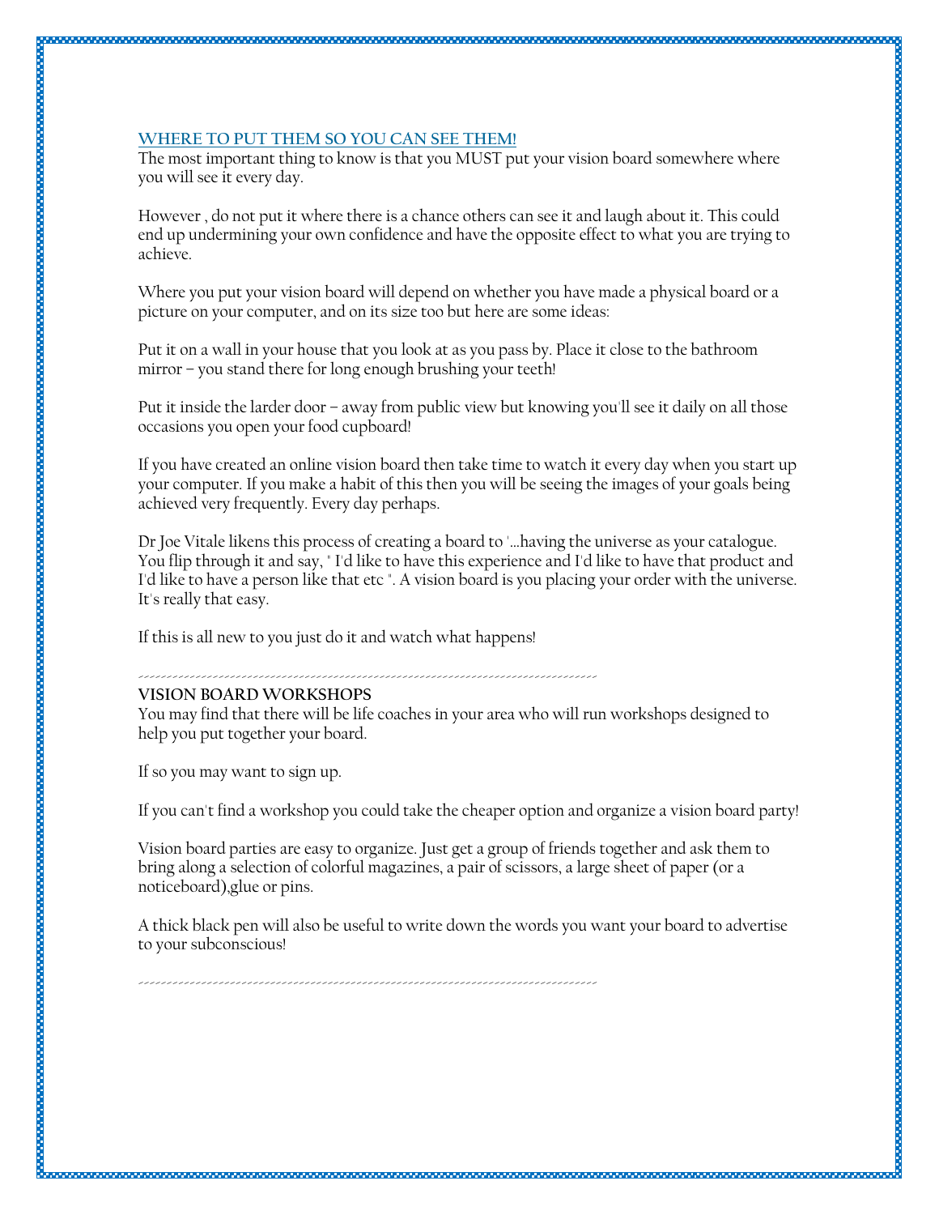## WHERE TO PUT THEM SO YOU CAN SEE THEM!

The most important thing to know is that you MUST put your vision board somewhere where you will see it every day.

However , do not put it where there is a chance others can see it and laugh about it. This could end up undermining your own confidence and have the opposite effect to what you are trying to achieve.

Where you put your vision board will depend on whether you have made a physical board or a picture on your computer, and on its size too but here are some ideas:

Put it on a wall in your house that you look at as you pass by. Place it close to the bathroom mirror – you stand there for long enough brushing your teeth!

Put it inside the larder door – away from public view but knowing you'll see it daily on all those occasions you open your food cupboard!

If you have created an online vision board then take time to watch it every day when you start up your computer. If you make a habit of this then you will be seeing the images of your goals being achieved very frequently. Every day perhaps.

Dr Joe Vitale likens this process of creating a board to '...having the universe as your catalogue. You flip through it and say, " I'd like to have this experience and I'd like to have that product and I'd like to have a person like that etc ". A vision board is you placing your order with the universe. It's really that easy.

If this is all new to you just do it and watch what happens!

---

**VISION BOARD WORKSHOPS**

You may find that there will be life coaches in your area who will run workshops designed to help you put together your board.

If so you may want to sign up.

If you can't find a workshop you could take the cheaper option and organize a vision board party!

Vision board parties are easy to organize. Just get a group of friends together and ask them to bring along a selection of colorful magazines, a pair of scissors, a large sheet of paper (or a noticeboard),glue or pins.

A thick black pen will also be useful to write down the words you want your board to advertise to your subconscious!

---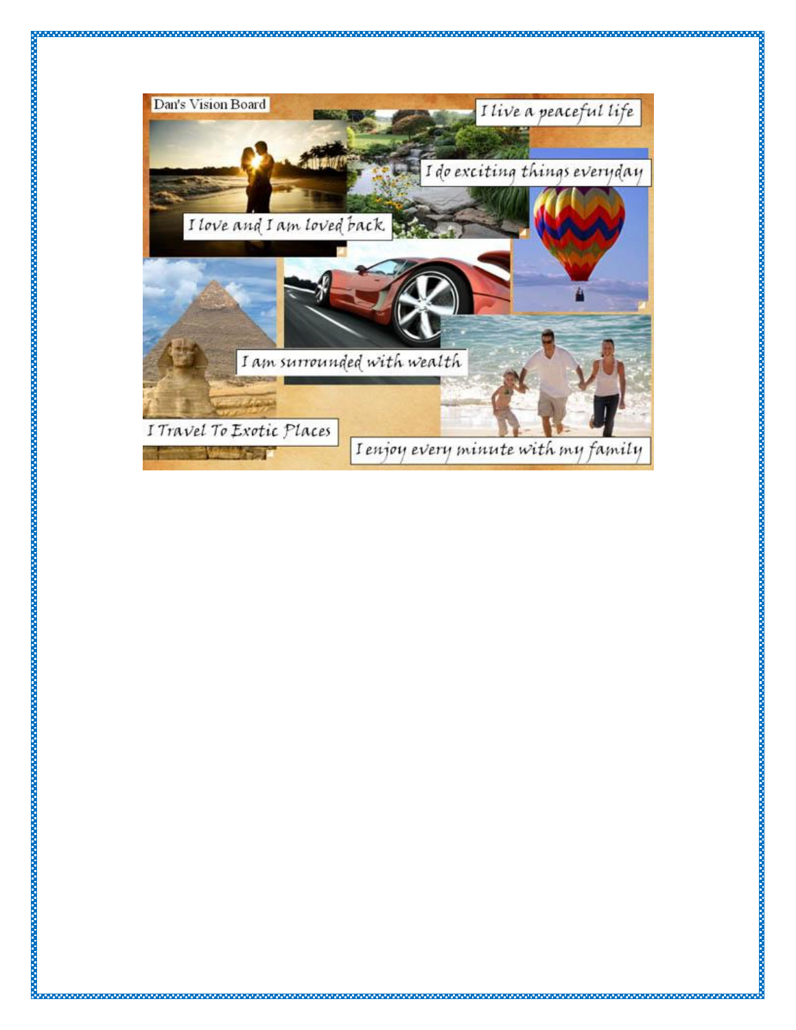Dan's Vision Board

I live a peaceful life

I do exciting things everyday

I love and I am loved back

I am surrounded with wealth

I Travel To Exotic Places

I enjoy every minute with my family